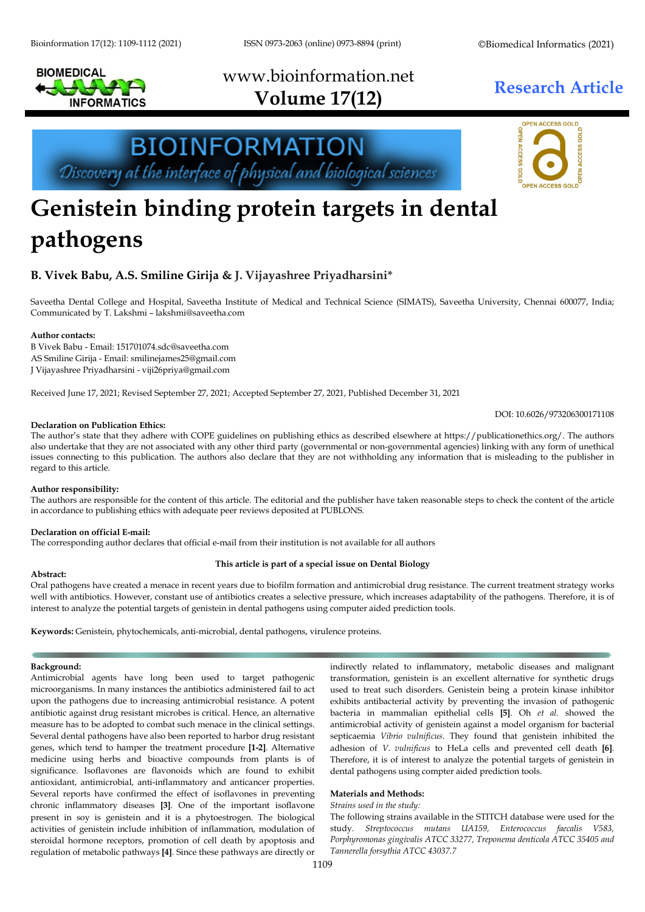# Genistein binding protein targets in dental pathogens

**B. Vivek Babu, A.S. Smiline Girija & J. Vijayashree Priyadharsini***

Saveetha Dental College and Hospital, Saveetha Institute of Medical and Technical Science (SIMATS), Saveetha University, Chennai 600077, India; Communicated by T. Lakshmi – lakshmi@saveetha.com

**Author contacts:**
B Vivek Babu - Email: 151701074.sdc@saveetha.com
AS Smiline Girija - Email: smilinejames25@gmail.com
J Vijayashree Priyadharsini - viji26priya@gmail.com

Received June 17, 2021; Revised September 27, 2021; Accepted September 27, 2021, Published December 31, 2021

DOI: 10.6026/973206300171108

**Declaration on Publication Ethics:**
The author's state that they adhere with COPE guidelines on publishing ethics as described elsewhere at https://publicationethics.org/. The authors also undertake that they are not associated with any other third party (governmental or non-governmental agencies) linking with any form of unethical issues connecting to this publication. The authors also declare that they are not withholding any information that is misleading to the publisher in regard to this article.

**Author responsibility:**
The authors are responsible for the content of this article. The editorial and the publisher have taken reasonable steps to check the content of the article in accordance to publishing ethics with adequate peer reviews deposited at PUBLONS.

**Declaration on official E-mail:**
The corresponding author declares that official e-mail from their institution is not available for all authors

**This article is part of a special issue on Dental Biology**

**Abstract:**
Oral pathogens have created a menace in recent years due to biofilm formation and antimicrobial drug resistance. The current treatment strategy works well with antibiotics. However, constant use of antibiotics creates a selective pressure, which increases adaptability of the pathogens. Therefore, it is of interest to analyze the potential targets of genistein in dental pathogens using computer aided prediction tools.

**Keywords:** Genistein, phytochemicals, anti-microbial, dental pathogens, virulence proteins.

## Background:

Antimicrobial agents have long been used to target pathogenic microorganisms. In many instances the antibiotics administered fail to act upon the pathogens due to increasing antimicrobial resistance. A potent antibiotic against drug resistant microbes is critical. Hence, an alternative measure has to be adopted to combat such menace in the clinical settings. Several dental pathogens have also been reported to harbor drug resistant genes, which tend to hamper the treatment procedure **[1-2]**. Alternative medicine using herbs and bioactive compounds from plants is of significance. Isoflavones are flavonoids which are found to exhibit antioxidant, antimicrobial, anti-inflammatory and anticancer properties. Several reports have confirmed the effect of isoflavones in preventing chronic inflammatory diseases **[3]**. One of the important isoflavone present in soy is genistein and it is a phytoestrogen. The biological activities of genistein include inhibition of inflammation, modulation of steroidal hormone receptors, promotion of cell death by apoptosis and regulation of metabolic pathways **[4]**. Since these pathways are directly or indirectly related to inflammatory, metabolic diseases and malignant transformation, genistein is an excellent alternative for synthetic drugs used to treat such disorders. Genistein being a protein kinase inhibitor exhibits antibacterial activity by preventing the invasion of pathogenic bacteria in mammalian epithelial cells **[5]**. Oh *et al.* showed the antimicrobial activity of genistein against a model organism for bacterial septicaemia *Vibrio vulnificus*. They found that genistein inhibited the adhesion of *V. vulnificus* to HeLa cells and prevented cell death **[6]**. Therefore, it is of interest to analyze the potential targets of genistein in dental pathogens using compter aided prediction tools.

## Materials and Methods:

*Strains used in the study:*

The following strains available in the STITCH database were used for the study. *Streptococcus mutans UA159, Enterococcus faecalis V583, Porphyromonas gingivalis ATCC 33277, Treponema denticola ATCC 35405 and Tannerella forsythia ATCC 43037.7*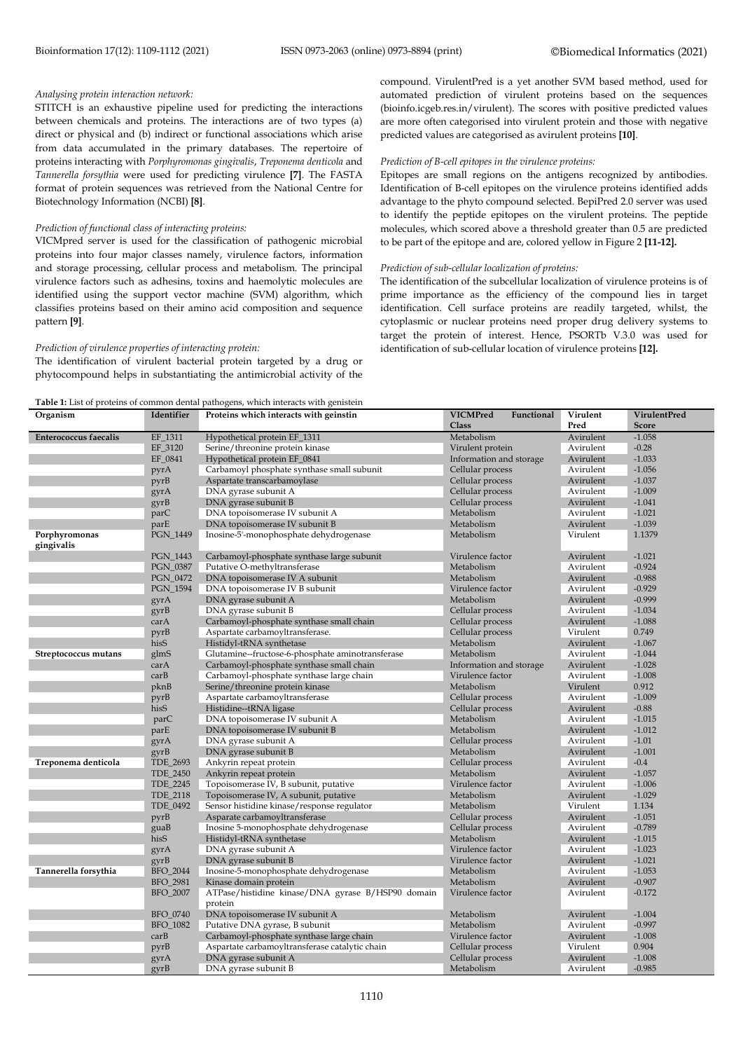*Analysing protein interaction network:*

STITCH is an exhaustive pipeline used for predicting the interactions between chemicals and proteins. The interactions are of two types (a) direct or physical and (b) indirect or functional associations which arise from data accumulated in the primary databases. The repertoire of proteins interacting with *Porphyromonas gingivalis*, *Treponema denticola* and *Tannerella forsythia* were used for predicting virulence **[7]**. The FASTA format of protein sequences was retrieved from the National Centre for Biotechnology Information (NCBI) **[8]**.

*Prediction of functional class of interacting proteins:*

VICMpred server is used for the classification of pathogenic microbial proteins into four major classes namely, virulence factors, information and storage processing, cellular process and metabolism. The principal virulence factors such as adhesins, toxins and haemolytic molecules are identified using the support vector machine (SVM) algorithm, which classifies proteins based on their amino acid composition and sequence pattern **[9]**.

*Prediction of virulence properties of interacting protein:*

The identification of virulent bacterial protein targeted by a drug or phytocompound helps in substantiating the antimicrobial activity of the compound. VirulentPred is a yet another SVM based method, used for automated prediction of virulent proteins based on the sequences (bioinfo.icgeb.res.in/virulent). The scores with positive predicted values are more often categorised into virulent protein and those with negative predicted values are categorised as avirulent proteins **[10]**.

*Prediction of B-cell epitopes in the virulence proteins:*

Epitopes are small regions on the antigens recognized by antibodies. Identification of B-cell epitopes on the virulence proteins identified adds advantage to the phyto compound selected. BepiPred 2.0 server was used to identify the peptide epitopes on the virulent proteins. The peptide molecules, which scored above a threshold greater than 0.5 are predicted to be part of the epitope and are, colored yellow in Figure 2 **[11-12].**

*Prediction of sub-cellular localization of proteins:*

The identification of the subcellular localization of virulence proteins is of prime importance as the efficiency of the compound lies in target identification. Cell surface proteins are readily targeted, whilst, the cytoplasmic or nuclear proteins need proper drug delivery systems to target the protein of interest. Hence, PSORTb V.3.0 was used for identification of sub-cellular location of virulence proteins **[12].**

**Table 1:** List of proteins of common dental pathogens, which interacts with genistein

| Organism | Identifier | Proteins which interacts with geinstin | VICMPred Functional Class | Virulent Pred | VirulentPred Score |
|---|---|---|---|---|---|
| **Enterococcus faecalis** | EF_1311 | Hypothetical protein EF_1311 | Metabolism | Avirulent | -1.058 |
| | EF_3120 | Serine/threonine protein kinase | Virulent protein | Avirulent | -0.28 |
| | EF_0841 | Hypothetical protein EF_0841 | Information and storage | Avirulent | -1.033 |
| | pyrA | Carbamoyl phosphate synthase small subunit | Cellular process | Avirulent | -1.056 |
| | pyrB | Aspartate transcarbamoylase | Cellular process | Avirulent | -1.037 |
| | gyrA | DNA gyrase subunit A | Cellular process | Avirulent | -1.009 |
| | gyrB | DNA gyrase subunit B | Cellular process | Avirulent | -1.041 |
| | parC | DNA topoisomerase IV subunit A | Metabolism | Avirulent | -1.021 |
| | parE | DNA topoisomerase IV subunit B | Metabolism | Avirulent | -1.039 |
| **Porphyromonas gingivalis** | PGN_1449 | Inosine-5'-monophosphate dehydrogenase | Metabolism | Virulent | 1.1379 |
| | PGN_1443 | Carbamoyl-phosphate synthase large subunit | Virulence factor | Avirulent | -1.021 |
| | PGN_0387 | Putative O-methyltransferase | Metabolism | Avirulent | -0.924 |
| | PGN_0472 | DNA topoisomerase IV A subunit | Metabolism | Avirulent | -0.988 |
| | PGN_1594 | DNA topoisomerase IV B subunit | Virulence factor | Avirulent | -0.929 |
| | gyrA | DNA gyrase subunit A | Metabolism | Avirulent | -0.999 |
| | gyrB | DNA gyrase subunit B | Cellular process | Avirulent | -1.034 |
| | carA | Carbamoyl-phosphate synthase small chain | Cellular process | Avirulent | -1.088 |
| | pyrB | Aspartate carbamoyltransferase. | Cellular process | Virulent | 0.749 |
| | hisS | Histidyl-tRNA synthetase | Metabolism | Avirulent | -1.067 |
| **Streptococcus mutans** | glmS | Glutamine--fructose-6-phosphate aminotransferase | Metabolism | Avirulent | -1.044 |
| | carA | Carbamoyl-phosphate synthase small chain | Information and storage | Avirulent | -1.028 |
| | carB | Carbamoyl-phosphate synthase large chain | Virulence factor | Avirulent | -1.008 |
| | pknB | Serine/threonine protein kinase | Metabolism | Virulent | 0.912 |
| | pyrB | Aspartate carbamoyltransferase | Cellular process | Avirulent | -1.009 |
| | hisS | Histidine--tRNA ligase | Cellular process | Avirulent | -0.88 |
| | parC | DNA topoisomerase IV subunit A | Metabolism | Avirulent | -1.015 |
| | parE | DNA topoisomerase IV subunit B | Metabolism | Avirulent | -1.012 |
| | gyrA | DNA gyrase subunit A | Cellular process | Avirulent | -1.01 |
| | gyrB | DNA gyrase subunit B | Metabolism | Avirulent | -1.001 |
| **Treponema denticola** | TDE_2693 | Ankyrin repeat protein | Cellular process | Avirulent | -0.4 |
| | TDE_2450 | Ankyrin repeat protein | Metabolism | Avirulent | -1.057 |
| | TDE_2245 | Topoisomerase IV, B subunit, putative | Virulence factor | Avirulent | -1.006 |
| | TDE_2118 | Topoisomerase IV, A subunit, putative | Metabolism | Avirulent | -1.029 |
| | TDE_0492 | Sensor histidine kinase/response regulator | Metabolism | Virulent | 1.134 |
| | pyrB | Asparate carbamoyltransferase | Cellular process | Avirulent | -1.051 |
| | guaB | Inosine 5-monophosphate dehydrogenase | Cellular process | Avirulent | -0.789 |
| | hisS | Histidyl-tRNA synthetase | Metabolism | Avirulent | -1.015 |
| | gyrA | DNA gyrase subunit A | Virulence factor | Avirulent | -1.023 |
| | gyrB | DNA gyrase subunit B | Virulence factor | Avirulent | -1.021 |
| **Tannerella forsythia** | BFO_2044 | Inosine-5-monophosphate dehydrogenase | Metabolism | Avirulent | -1.053 |
| | BFO_2981 | Kinase domain protein | Metabolism | Avirulent | -0.907 |
| | BFO_2007 | ATPase/histidine kinase/DNA gyrase B/HSP90 domain protein | Virulence factor | Avirulent | -0.172 |
| | BFO_0740 | DNA topoisomerase IV subunit A | Metabolism | Avirulent | -1.004 |
| | BFO_1082 | Putative DNA gyrase, B subunit | Metabolism | Avirulent | -0.997 |
| | carB | Carbamoyl-phosphate synthase large chain | Virulence factor | Avirulent | -1.008 |
| | pyrB | Aspartate carbamoyltransferase catalytic chain | Cellular process | Virulent | 0.904 |
| | gyrA | DNA gyrase subunit A | Cellular process | Avirulent | -1.008 |
| | gyrB | DNA gyrase subunit B | Metabolism | Avirulent | -0.985 |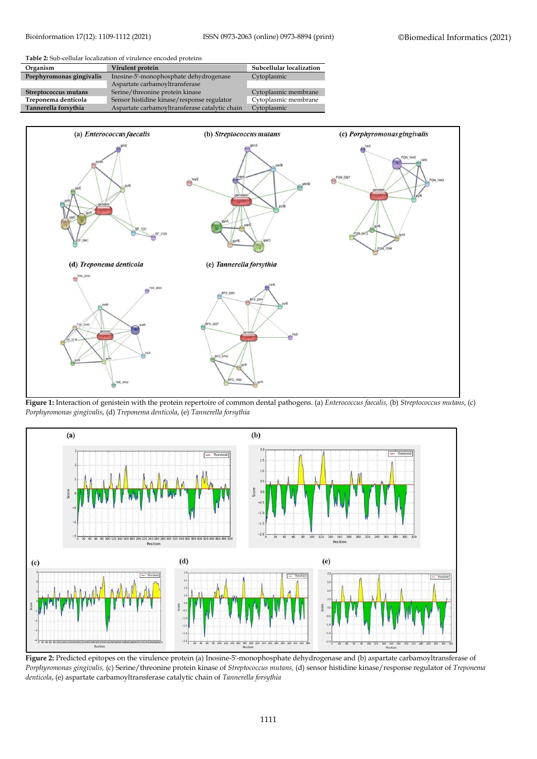**Table 2:** Sub-cellular localization of virulence encoded proteins

| Organism | Virulent protein | Subcellular localization |
|---|---|---|
| **Porphyromonas gingivalis** | Inosine-5'-monophosphate dehydrogenase | Cytoplasmic |
| | Aspartate carbamoyltransferase | |
| **Streptococcus mutans** | Serine/threonine protein kinase | Cytoplasmic membrane |
| **Treponema denticola** | Sensor histidine kinase/response regulator | Cytoplasmic membrane |
| **Tannerella forsythia** | Aspartate carbamoyltransferase catalytic chain | Cytoplasmic |

**Figure 1:** Interaction of genistein with the protein repertoire of common dental pathogens. (a) *Enterococcus faecalis,* (b) *Streptococcus mutans*, (c) *Porphyromonas gingivalis*, (d) *Treponema denticola*, (e) *Tannerella forsythia*

**Figure 2:** Predicted epitopes on the virulence protein (a) Inosine-5'-monophosphate dehydrogenase and (b) aspartate carbamoyltransferase of *Porphyromonas gingivalis,* (c) Serine/threonine protein kinase of *Streptococcus mutans,* (d) sensor histidine kinase/response regulator of *Treponema denticola*, (e) aspartate carbamoyltransferase catalytic chain of *Tannerella forsythia*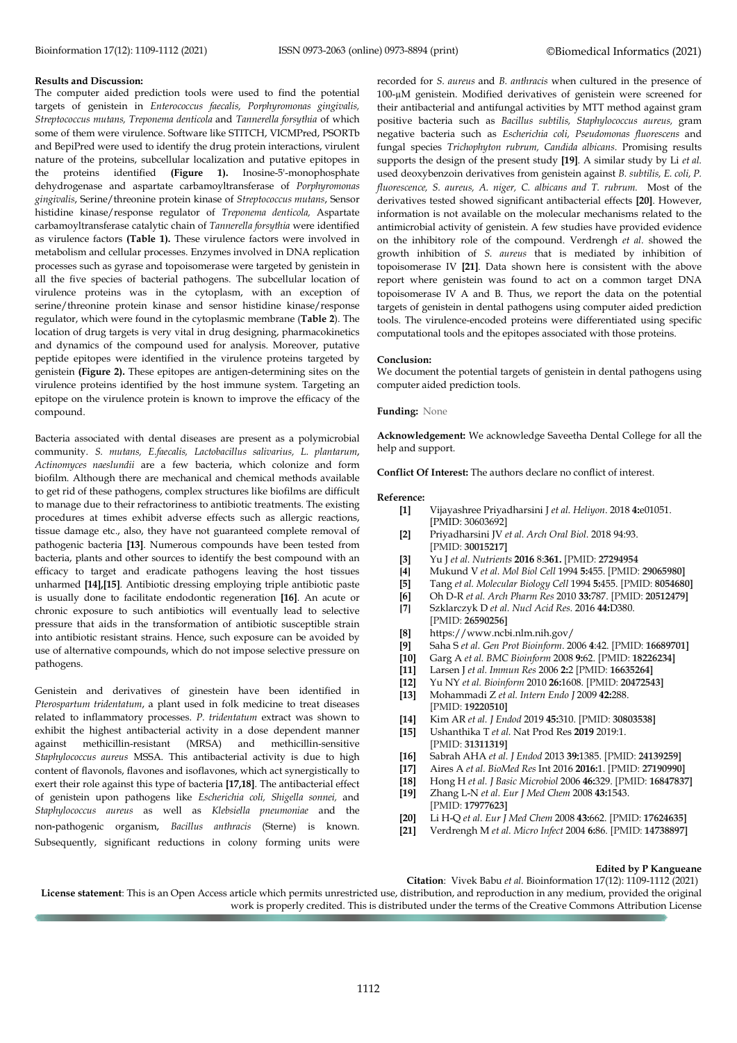**Results and Discussion:**

The computer aided prediction tools were used to find the potential targets of genistein in *Enterococcus faecalis, Porphyromonas gingivalis, Streptococcus mutans, Treponema denticola* and *Tannerella forsythia* of which some of them were virulence. Software like STITCH, VICMPred, PSORTb and BepiPred were used to identify the drug protein interactions, virulent nature of the proteins, subcellular localization and putative epitopes in the proteins identified **(Figure 1).** Inosine-5'-monophosphate dehydrogenase and aspartate carbamoyltransferase of *Porphyromonas gingivalis*, Serine/threonine protein kinase of *Streptococcus mutans*, Sensor histidine kinase/response regulator of *Treponema denticola,* Aspartate carbamoyltransferase catalytic chain of *Tannerella forsythia* were identified as virulence factors **(Table 1).** These virulence factors were involved in metabolism and cellular processes. Enzymes involved in DNA replication processes such as gyrase and topoisomerase were targeted by genistein in all the five species of bacterial pathogens. The subcellular location of virulence proteins was in the cytoplasm, with an exception of serine/threonine protein kinase and sensor histidine kinase/response regulator, which were found in the cytoplasmic membrane (**Table 2**). The location of drug targets is very vital in drug designing, pharmacokinetics and dynamics of the compound used for analysis. Moreover, putative peptide epitopes were identified in the virulence proteins targeted by genistein **(Figure 2).** These epitopes are antigen-determining sites on the virulence proteins identified by the host immune system. Targeting an epitope on the virulence protein is known to improve the efficacy of the compound.

Bacteria associated with dental diseases are present as a polymicrobial community. *S. mutans, E.faecalis, Lactobacillus salivarius, L. plantarum*, *Actinomyces naeslundii* are a few bacteria, which colonize and form biofilm. Although there are mechanical and chemical methods available to get rid of these pathogens, complex structures like biofilms are difficult to manage due to their refractoriness to antibiotic treatments. The existing procedures at times exhibit adverse effects such as allergic reactions, tissue damage etc., also, they have not guaranteed complete removal of pathogenic bacteria **[13]**. Numerous compounds have been tested from bacteria, plants and other sources to identify the best compound with an efficacy to target and eradicate pathogens leaving the host tissues unharmed **[14],[15]**. Antibiotic dressing employing triple antibiotic paste is usually done to facilitate endodontic regeneration **[16]**. An acute or chronic exposure to such antibiotics will eventually lead to selective pressure that aids in the transformation of antibiotic susceptible strain into antibiotic resistant strains. Hence, such exposure can be avoided by use of alternative compounds, which do not impose selective pressure on pathogens.

Genistein and derivatives of ginestein have been identified in *Pterospartum tridentatum*, a plant used in folk medicine to treat diseases related to inflammatory processes. *P. tridentatum* extract was shown to exhibit the highest antibacterial activity in a dose dependent manner against methicillin-resistant (MRSA) and methicillin-sensitive *Staphylococcus aureus* MSSA. This antibacterial activity is due to high content of flavonols, flavones and isoflavones, which act synergistically to exert their role against this type of bacteria **[17,18]**. The antibacterial effect of genistein upon pathogens like *Escherichia coli, Shigella sonnei,* and *Staphylococcus aureus* as well as *Klebsiella pneumoniae* and the non-pathogenic organism, *Bacillus anthracis* (Sterne) is known. Subsequently, significant reductions in colony forming units were recorded for *S. aureus* and *B. anthracis* when cultured in the presence of 100-μM genistein. Modified derivatives of genistein were screened for their antibacterial and antifungal activities by MTT method against gram positive bacteria such as *Bacillus subtilis, Staphylococcus aureus,* gram negative bacteria such as *Escherichia coli, Pseudomonas fluorescens* and fungal species *Trichophyton rubrum, Candida albicans*. Promising results supports the design of the present study **[19]**. A similar study by Li *et al.* used deoxybenzoin derivatives from genistein against *B. subtilis, E. coli, P. fluorescence, S. aureus, A. niger, C. albicans and T. rubrum.* Most of the derivatives tested showed significant antibacterial effects **[20]**. However, information is not available on the molecular mechanisms related to the antimicrobial activity of genistein. A few studies have provided evidence on the inhibitory role of the compound. Verdrengh *et al.* showed the growth inhibition of *S. aureus* that is mediated by inhibition of topoisomerase IV **[21]**. Data shown here is consistent with the above report where genistein was found to act on a common target DNA topoisomerase IV A and B. Thus, we report the data on the potential targets of genistein in dental pathogens using computer aided prediction tools. The virulence-encoded proteins were differentiated using specific computational tools and the epitopes associated with those proteins.

**Conclusion:**

We document the potential targets of genistein in dental pathogens using computer aided prediction tools.

**Funding:** None

**Acknowledgement:** We acknowledge Saveetha Dental College for all the help and support.

**Conflict Of Interest:** The authors declare no conflict of interest.

**Reference:**

- **[1]** Vijayashree Priyadharsini J *et al. Heliyon*. 2018 **4:**e01051. [PMID: 30603692]
- **[2]** Priyadharsini JV *et al. Arch Oral Biol*. 2018 94:93. [PMID: **30015217]**
- **[3]** Yu J *et al. Nutrients* **2016** 8:**361.** [PMID: **27294954**
- **[4]** Mukund V *et al. Mol Biol Cell* 1994 **5:**455. [PMID: **29065980]**
- **[5]** Tang *et al. Molecular Biology Cell* 1994 **5:**455. [PMID: **8054680]**
- **[6]** Oh D-R *et al. Arch Pharm Res* 2010 **33:**787. [PMID: **20512479]**
- **[7]** Szklarczyk D *et al. Nucl Acid Res.* 2016 **44:**D380. [PMID: **26590256]**
- **[8]** https://www.ncbi.nlm.nih.gov/
- **[9]** Saha S *et al. Gen Prot Bioinform*. 2006 **4**:42. [PMID: **16689701]**
- **[10]** Garg A *et al. BMC Bioinform* 2008 **9:**62. [PMID: **18226234]**
- **[11]** Larsen J *et al. Immun Res* 2006 **2:**2 [PMID: **16635264]**
- **[12]** Yu NY *et al. Bioinform* 2010 **26:**1608. [PMID: **20472543]**
- **[13]** Mohammadi Z *et al. Intern Endo J* 2009 **42:**288. [PMID: **19220510]**
- **[14]** Kim AR *et al. J Endod* 2019 **45:**310. [PMID: **30803538]**
- **[15]** Ushanthika T *et al.* Nat Prod Res **2019** 2019:1. [PMID: **31311319]**
- **[16]** Sabrah AHA *et al. J Endod* 2013 **39:**1385. [PMID: **24139259]**
- **[17]** Aires A *et al. BioMed Res* Int 2016 **2016:**1. [PMID: **27190990]**
- **[18]** Hong H *et al. J Basic Microbiol* 2006 **46:**329. [PMID: **16847837]**
- **[19]** Zhang L-N *et al. Eur J Med Chem* 2008 **43:**1543. [PMID: **17977623]**
- **[20]** Li H-Q *et al. Eur J Med Chem* 2008 **43:**662. [PMID: **17624635]**
- **[21]** Verdrengh M *et al. Micro Infect* 2004 **6:**86. [PMID: **14738897]**

**Edited by P Kangueane**

**Citation**: Vivek Babu *et al.* Bioinformation 17(12): 1109-1112 (2021)

**License statement**: This is an Open Access article which permits unrestricted use, distribution, and reproduction in any medium, provided the original work is properly credited. This is distributed under the terms of the Creative Commons Attribution License